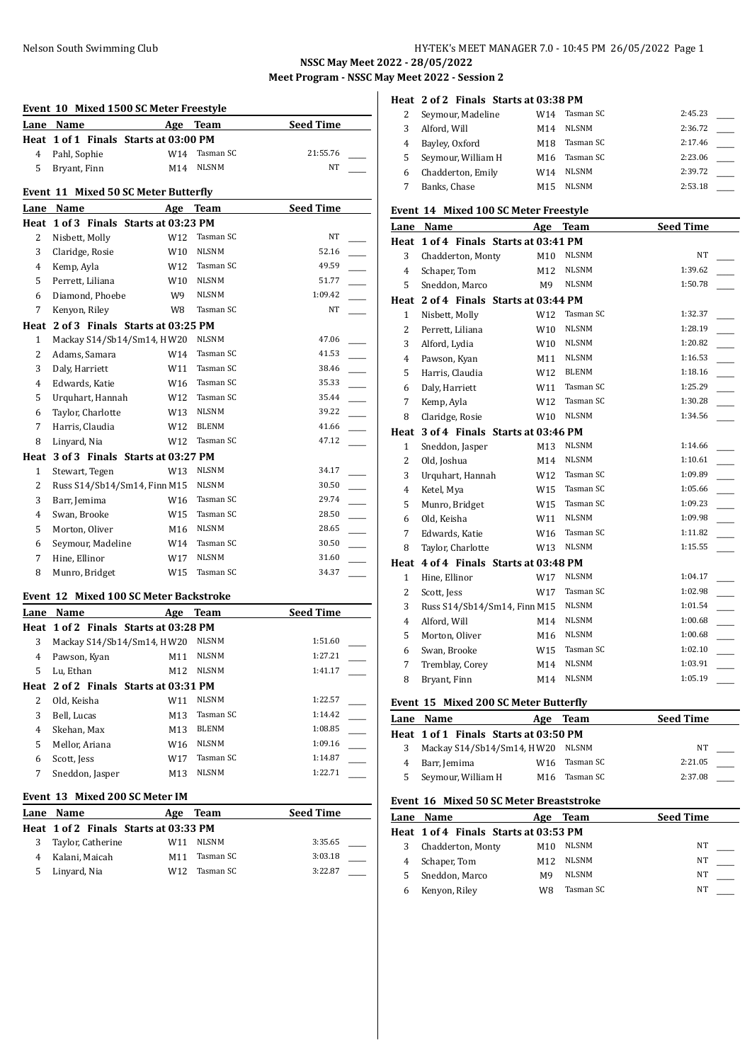NSSC May Meet 2022 - 28/05/2022

Meet Program - NSSC May Meet 2022 - Session 2

### Event 10 Mixed 1500 SC Meter Freestyle

| Lane | Name | Age | Team | Seed Time |
|---|---|---|---|---|
| **Heat 1 of 1 Finals Starts at 03:00 PM** | | | | |
| 4 | Pahl, Sophie | W14 | Tasman SC | 21:55.76 |
| 5 | Bryant, Finn | M14 | NLSNM | NT |

### Event 11 Mixed 50 SC Meter Butterfly

| Lane | Name | Age | Team | Seed Time |
|---|---|---|---|---|
| **Heat 1 of 3 Finals Starts at 03:23 PM** | | | | |
| 2 | Nisbett, Molly | W12 | Tasman SC | NT |
| 3 | Claridge, Rosie | W10 | NLSNM | 52.16 |
| 4 | Kemp, Ayla | W12 | Tasman SC | 49.59 |
| 5 | Perrett, Liliana | W10 | NLSNM | 51.77 |
| 6 | Diamond, Phoebe | W9 | NLSNM | 1:09.42 |
| 7 | Kenyon, Riley | W8 | Tasman SC | NT |
| **Heat 2 of 3 Finals Starts at 03:25 PM** | | | | |
| 1 | Mackay S14/Sb14/Sm14, H | W20 | NLSNM | 47.06 |
| 2 | Adams, Samara | W14 | Tasman SC | 41.53 |
| 3 | Daly, Harriett | W11 | Tasman SC | 38.46 |
| 4 | Edwards, Katie | W16 | Tasman SC | 35.33 |
| 5 | Urquhart, Hannah | W12 | Tasman SC | 35.44 |
| 6 | Taylor, Charlotte | W13 | NLSNM | 39.22 |
| 7 | Harris, Claudia | W12 | BLENM | 41.66 |
| 8 | Linyard, Nia | W12 | Tasman SC | 47.12 |
| **Heat 3 of 3 Finals Starts at 03:27 PM** | | | | |
| 1 | Stewart, Tegen | W13 | NLSNM | 34.17 |
| 2 | Russ S14/Sb14/Sm14, Finn | M15 | NLSNM | 30.50 |
| 3 | Barr, Jemima | W16 | Tasman SC | 29.74 |
| 4 | Swan, Brooke | W15 | Tasman SC | 28.50 |
| 5 | Morton, Oliver | M16 | NLSNM | 28.65 |
| 6 | Seymour, Madeline | W14 | Tasman SC | 30.50 |
| 7 | Hine, Ellinor | W17 | NLSNM | 31.60 |
| 8 | Munro, Bridget | W15 | Tasman SC | 34.37 |

### Event 12 Mixed 100 SC Meter Backstroke

| Lane | Name | Age | Team | Seed Time |
|---|---|---|---|---|
| **Heat 1 of 2 Finals Starts at 03:28 PM** | | | | |
| 3 | Mackay S14/Sb14/Sm14, H | W20 | NLSNM | 1:51.60 |
| 4 | Pawson, Kyan | M11 | NLSNM | 1:27.21 |
| 5 | Lu, Ethan | M12 | NLSNM | 1:41.17 |
| **Heat 2 of 2 Finals Starts at 03:31 PM** | | | | |
| 2 | Old, Keisha | W11 | NLSNM | 1:22.57 |
| 3 | Bell, Lucas | M13 | Tasman SC | 1:14.42 |
| 4 | Skehan, Max | M13 | BLENM | 1:08.85 |
| 5 | Mellor, Ariana | W16 | NLSNM | 1:09.16 |
| 6 | Scott, Jess | W17 | Tasman SC | 1:14.87 |
| 7 | Sneddon, Jasper | M13 | NLSNM | 1:22.71 |

### Event 13 Mixed 200 SC Meter IM

| Lane | Name | Age | Team | Seed Time |
|---|---|---|---|---|
| **Heat 1 of 2 Finals Starts at 03:33 PM** | | | | |
| 3 | Taylor, Catherine | W11 | NLSNM | 3:35.65 |
| 4 | Kalani, Maicah | M11 | Tasman SC | 3:03.18 |
| 5 | Linyard, Nia | W12 | Tasman SC | 3:22.87 |
| **Heat 2 of 2 Finals Starts at 03:38 PM** | | | | |
| 2 | Seymour, Madeline | W14 | Tasman SC | 2:45.23 |
| 3 | Alford, Will | M14 | NLSNM | 2:36.72 |
| 4 | Bayley, Oxford | M18 | Tasman SC | 2:17.46 |
| 5 | Seymour, William H | M16 | Tasman SC | 2:23.06 |
| 6 | Chadderton, Emily | W14 | NLSNM | 2:39.72 |
| 7 | Banks, Chase | M15 | NLSNM | 2:53.18 |

### Event 14 Mixed 100 SC Meter Freestyle

| Lane | Name | Age | Team | Seed Time |
|---|---|---|---|---|
| **Heat 1 of 4 Finals Starts at 03:41 PM** | | | | |
| 3 | Chadderton, Monty | M10 | NLSNM | NT |
| 4 | Schaper, Tom | M12 | NLSNM | 1:39.62 |
| 5 | Sneddon, Marco | M9 | NLSNM | 1:50.78 |
| **Heat 2 of 4 Finals Starts at 03:44 PM** | | | | |
| 1 | Nisbett, Molly | W12 | Tasman SC | 1:32.37 |
| 2 | Perrett, Liliana | W10 | NLSNM | 1:28.19 |
| 3 | Alford, Lydia | W10 | NLSNM | 1:20.82 |
| 4 | Pawson, Kyan | M11 | NLSNM | 1:16.53 |
| 5 | Harris, Claudia | W12 | BLENM | 1:18.16 |
| 6 | Daly, Harriett | W11 | Tasman SC | 1:25.29 |
| 7 | Kemp, Ayla | W12 | Tasman SC | 1:30.28 |
| 8 | Claridge, Rosie | W10 | NLSNM | 1:34.56 |
| **Heat 3 of 4 Finals Starts at 03:46 PM** | | | | |
| 1 | Sneddon, Jasper | M13 | NLSNM | 1:14.66 |
| 2 | Old, Joshua | M14 | NLSNM | 1:10.61 |
| 3 | Urquhart, Hannah | W12 | Tasman SC | 1:09.89 |
| 4 | Ketel, Mya | W15 | Tasman SC | 1:05.66 |
| 5 | Munro, Bridget | W15 | Tasman SC | 1:09.23 |
| 6 | Old, Keisha | W11 | NLSNM | 1:09.98 |
| 7 | Edwards, Katie | W16 | Tasman SC | 1:11.82 |
| 8 | Taylor, Charlotte | W13 | NLSNM | 1:15.55 |
| **Heat 4 of 4 Finals Starts at 03:48 PM** | | | | |
| 1 | Hine, Ellinor | W17 | NLSNM | 1:04.17 |
| 2 | Scott, Jess | W17 | Tasman SC | 1:02.98 |
| 3 | Russ S14/Sb14/Sm14, Finn | M15 | NLSNM | 1:01.54 |
| 4 | Alford, Will | M14 | NLSNM | 1:00.68 |
| 5 | Morton, Oliver | M16 | NLSNM | 1:00.68 |
| 6 | Swan, Brooke | W15 | Tasman SC | 1:02.10 |
| 7 | Tremblay, Corey | M14 | NLSNM | 1:03.91 |
| 8 | Bryant, Finn | M14 | NLSNM | 1:05.19 |

### Event 15 Mixed 200 SC Meter Butterfly

| Lane | Name | Age | Team | Seed Time |
|---|---|---|---|---|
| **Heat 1 of 1 Finals Starts at 03:50 PM** | | | | |
| 3 | Mackay S14/Sb14/Sm14, H | W20 | NLSNM | NT |
| 4 | Barr, Jemima | W16 | Tasman SC | 2:21.05 |
| 5 | Seymour, William H | M16 | Tasman SC | 2:37.08 |

### Event 16 Mixed 50 SC Meter Breaststroke

| Lane | Name | Age | Team | Seed Time |
|---|---|---|---|---|
| **Heat 1 of 4 Finals Starts at 03:53 PM** | | | | |
| 3 | Chadderton, Monty | M10 | NLSNM | NT |
| 4 | Schaper, Tom | M12 | NLSNM | NT |
| 5 | Sneddon, Marco | M9 | NLSNM | NT |
| 6 | Kenyon, Riley | W8 | Tasman SC | NT |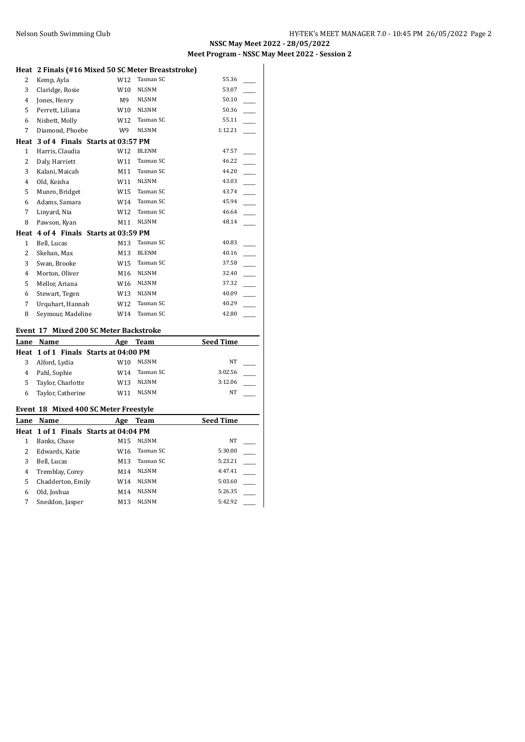**NSSC May Meet 2022 - 28/05/2022**

**Meet Program - NSSC May Meet 2022 - Session 2**

**Heat 2 Finals (#16 Mixed 50 SC Meter Breaststroke)**

| | | | | | |
|---|---|---|---|---|---|
| 2 | Kemp, Ayla | W12 | Tasman SC | 55.36 | ____ |
| 3 | Claridge, Rosie | W10 | NLSNM | 53.07 | ____ |
| 4 | Jones, Henry | M9 | NLSNM | 50.10 | ____ |
| 5 | Perrett, Liliana | W10 | NLSNM | 50.36 | ____ |
| 6 | Nisbett, Molly | W12 | Tasman SC | 55.11 | ____ |
| 7 | Diamond, Phoebe | W9 | NLSNM | 1:12.21 | ____ |

**Heat 3 of 4 Finals Starts at 03:57 PM**

| | | | | | |
|---|---|---|---|---|---|
| 1 | Harris, Claudia | W12 | BLENM | 47.57 | ____ |
| 2 | Daly, Harriett | W11 | Tasman SC | 46.22 | ____ |
| 3 | Kalani, Maicah | M11 | Tasman SC | 44.20 | ____ |
| 4 | Old, Keisha | W11 | NLSNM | 43.03 | ____ |
| 5 | Munro, Bridget | W15 | Tasman SC | 43.74 | ____ |
| 6 | Adams, Samara | W14 | Tasman SC | 45.94 | ____ |
| 7 | Linyard, Nia | W12 | Tasman SC | 46.64 | ____ |
| 8 | Pawson, Kyan | M11 | NLSNM | 48.14 | ____ |

**Heat 4 of 4 Finals Starts at 03:59 PM**

| | | | | | |
|---|---|---|---|---|---|
| 1 | Bell, Lucas | M13 | Tasman SC | 40.83 | ____ |
| 2 | Skehan, Max | M13 | BLENM | 40.16 | ____ |
| 3 | Swan, Brooke | W15 | Tasman SC | 37.58 | ____ |
| 4 | Morton, Oliver | M16 | NLSNM | 32.40 | ____ |
| 5 | Mellor, Ariana | W16 | NLSNM | 37.32 | ____ |
| 6 | Stewart, Tegen | W13 | NLSNM | 40.09 | ____ |
| 7 | Urquhart, Hannah | W12 | Tasman SC | 40.29 | ____ |
| 8 | Seymour, Madeline | W14 | Tasman SC | 42.80 | ____ |

**Event 17 Mixed 200 SC Meter Backstroke**

| Lane | Name | Age | Team | Seed Time | |
|---|---|---|---|---|---|
| **Heat 1 of 1 Finals Starts at 04:00 PM** | | | | | |
| 3 | Alford, Lydia | W10 | NLSNM | NT | ____ |
| 4 | Pahl, Sophie | W14 | Tasman SC | 3:02.56 | ____ |
| 5 | Taylor, Charlotte | W13 | NLSNM | 3:12.06 | ____ |
| 6 | Taylor, Catherine | W11 | NLSNM | NT | ____ |

**Event 18 Mixed 400 SC Meter Freestyle**

| Lane | Name | Age | Team | Seed Time | |
|---|---|---|---|---|---|
| **Heat 1 of 1 Finals Starts at 04:04 PM** | | | | | |
| 1 | Banks, Chase | M15 | NLSNM | NT | ____ |
| 2 | Edwards, Katie | W16 | Tasman SC | 5:30.00 | ____ |
| 3 | Bell, Lucas | M13 | Tasman SC | 5:23.21 | ____ |
| 4 | Tremblay, Corey | M14 | NLSNM | 4:47.41 | ____ |
| 5 | Chadderton, Emily | W14 | NLSNM | 5:03.60 | ____ |
| 6 | Old, Joshua | M14 | NLSNM | 5:26.35 | ____ |
| 7 | Sneddon, Jasper | M13 | NLSNM | 5:42.92 | ____ |